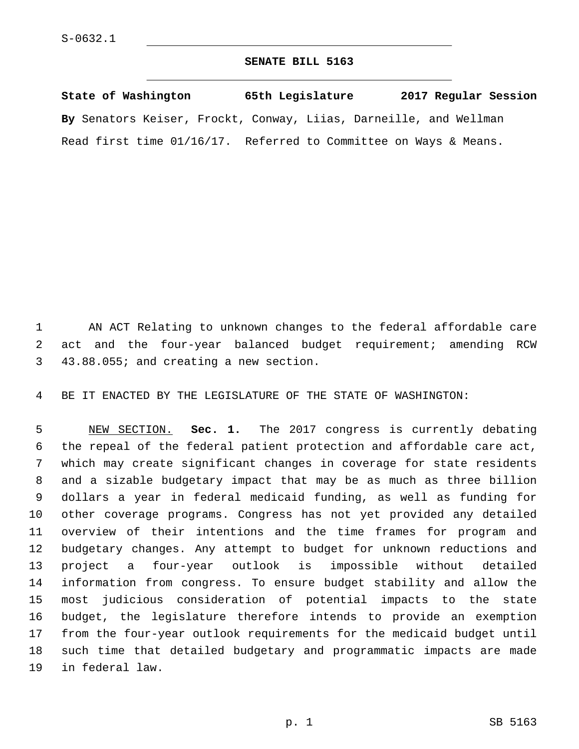S-0632.1

# SENATE BILL 5163

**State of Washington 65th Legislature 2017 Regular Session**

**By** Senators Keiser, Frockt, Conway, Liias, Darneille, and Wellman

Read first time 01/16/17. Referred to Committee on Ways & Means.

AN ACT Relating to unknown changes to the federal affordable care act and the four-year balanced budget requirement; amending RCW 43.88.055; and creating a new section.

BE IT ENACTED BY THE LEGISLATURE OF THE STATE OF WASHINGTON:

NEW SECTION. **Sec. 1.** The 2017 congress is currently debating the repeal of the federal patient protection and affordable care act, which may create significant changes in coverage for state residents and a sizable budgetary impact that may be as much as three billion dollars a year in federal medicaid funding, as well as funding for other coverage programs. Congress has not yet provided any detailed overview of their intentions and the time frames for program and budgetary changes. Any attempt to budget for unknown reductions and project a four-year outlook is impossible without detailed information from congress. To ensure budget stability and allow the most judicious consideration of potential impacts to the state budget, the legislature therefore intends to provide an exemption from the four-year outlook requirements for the medicaid budget until such time that detailed budgetary and programmatic impacts are made in federal law.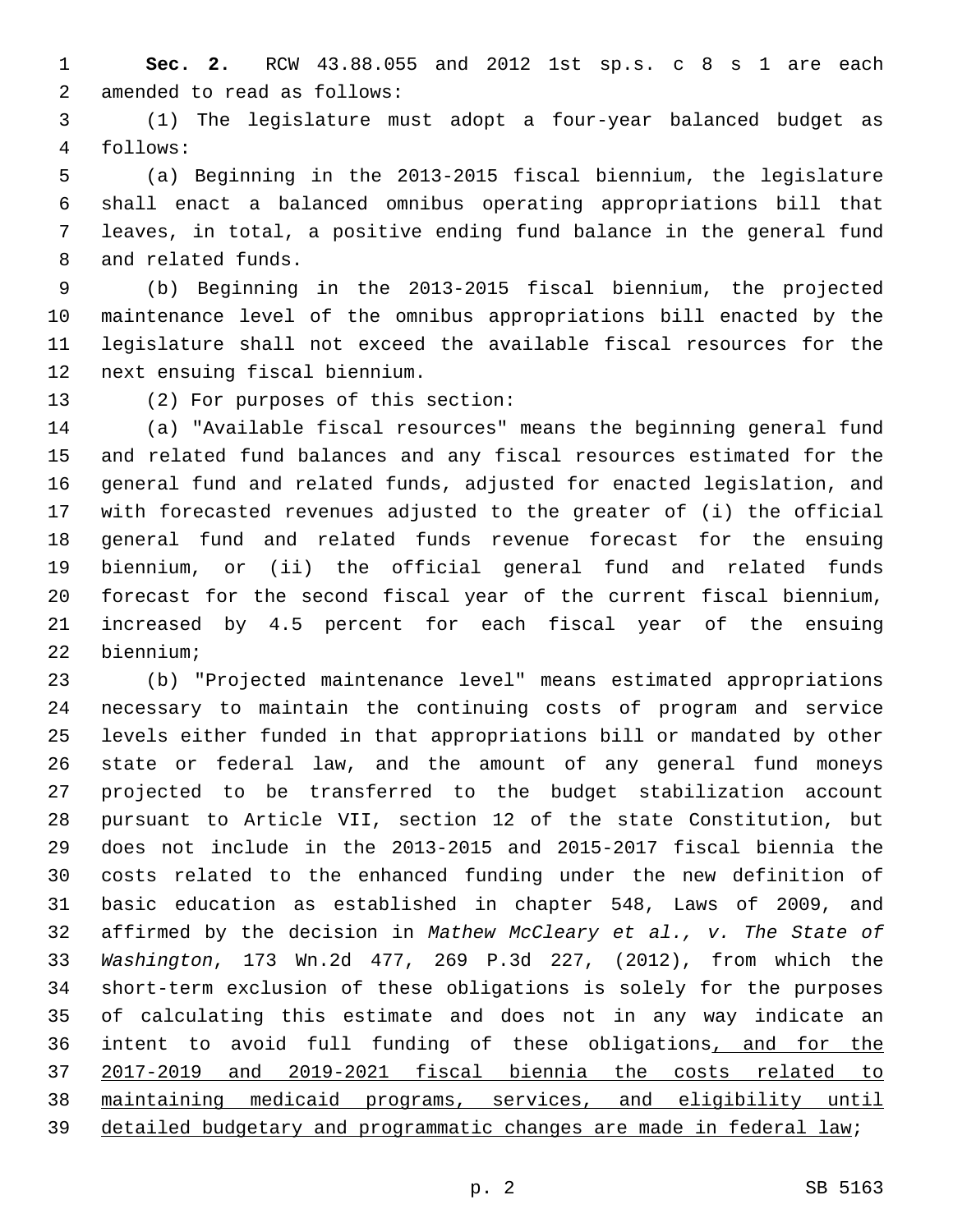**Sec. 2.** RCW 43.88.055 and 2012 1st sp.s. c 8 s 1 are each amended to read as follows:

(1) The legislature must adopt a four-year balanced budget as follows:

(a) Beginning in the 2013-2015 fiscal biennium, the legislature shall enact a balanced omnibus operating appropriations bill that leaves, in total, a positive ending fund balance in the general fund and related funds.

(b) Beginning in the 2013-2015 fiscal biennium, the projected maintenance level of the omnibus appropriations bill enacted by the legislature shall not exceed the available fiscal resources for the next ensuing fiscal biennium.

(2) For purposes of this section:

(a) "Available fiscal resources" means the beginning general fund and related fund balances and any fiscal resources estimated for the general fund and related funds, adjusted for enacted legislation, and with forecasted revenues adjusted to the greater of (i) the official general fund and related funds revenue forecast for the ensuing biennium, or (ii) the official general fund and related funds forecast for the second fiscal year of the current fiscal biennium, increased by 4.5 percent for each fiscal year of the ensuing biennium;

(b) "Projected maintenance level" means estimated appropriations necessary to maintain the continuing costs of program and service levels either funded in that appropriations bill or mandated by other state or federal law, and the amount of any general fund moneys projected to be transferred to the budget stabilization account pursuant to Article VII, section 12 of the state Constitution, but does not include in the 2013-2015 and 2015-2017 fiscal biennia the costs related to the enhanced funding under the new definition of basic education as established in chapter 548, Laws of 2009, and affirmed by the decision in *Mathew McCleary et al., v. The State of Washington*, 173 Wn.2d 477, 269 P.3d 227, (2012), from which the short-term exclusion of these obligations is solely for the purposes of calculating this estimate and does not in any way indicate an intent to avoid full funding of these obligations<u>, and for the 2017-2019 and 2019-2021 fiscal biennia the costs related to maintaining medicaid programs, services, and eligibility until detailed budgetary and programmatic changes are made in federal law</u>;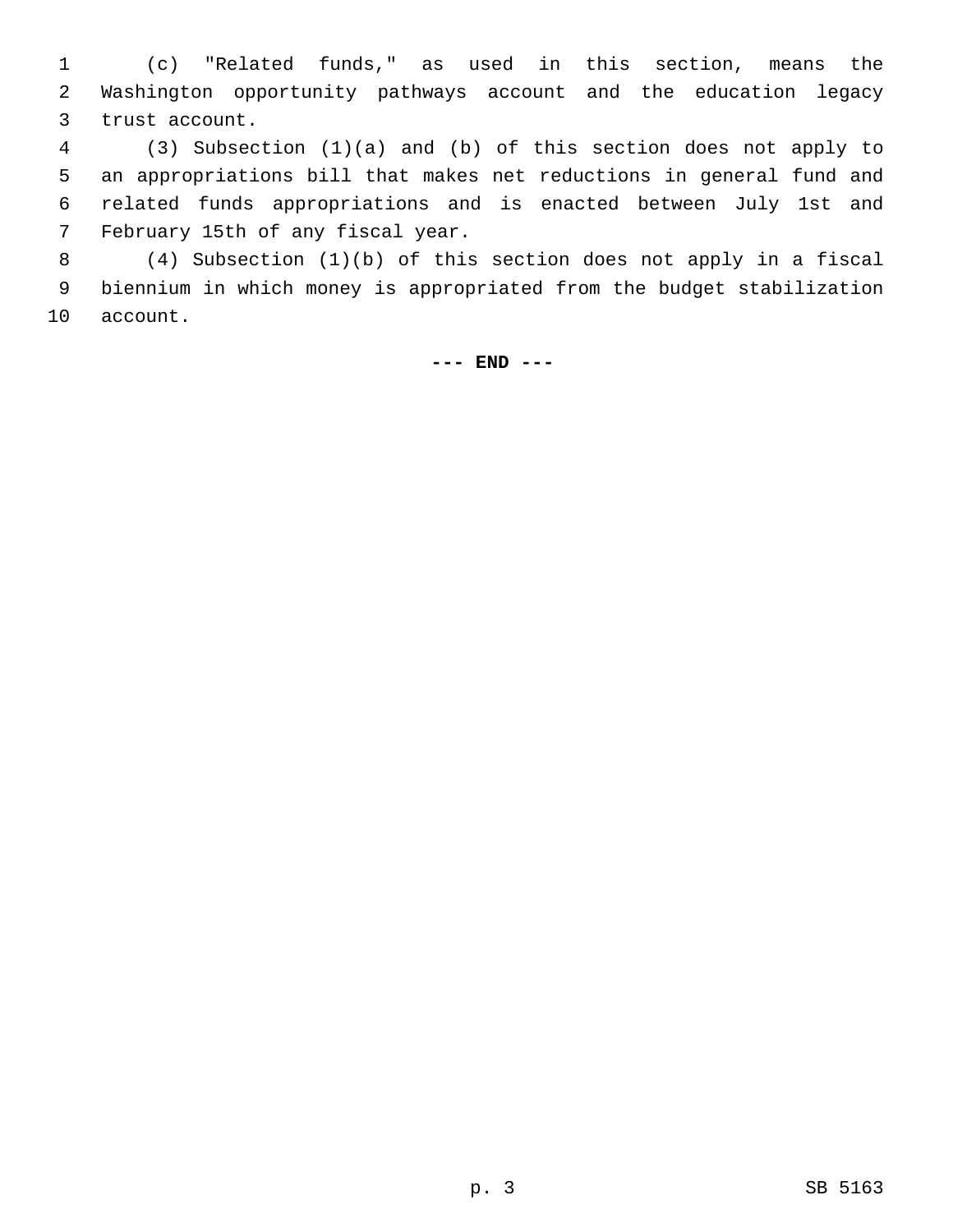(c) "Related funds," as used in this section, means the Washington opportunity pathways account and the education legacy trust account.

(3) Subsection (1)(a) and (b) of this section does not apply to an appropriations bill that makes net reductions in general fund and related funds appropriations and is enacted between July 1st and February 15th of any fiscal year.

(4) Subsection (1)(b) of this section does not apply in a fiscal biennium in which money is appropriated from the budget stabilization account.

**--- END ---**